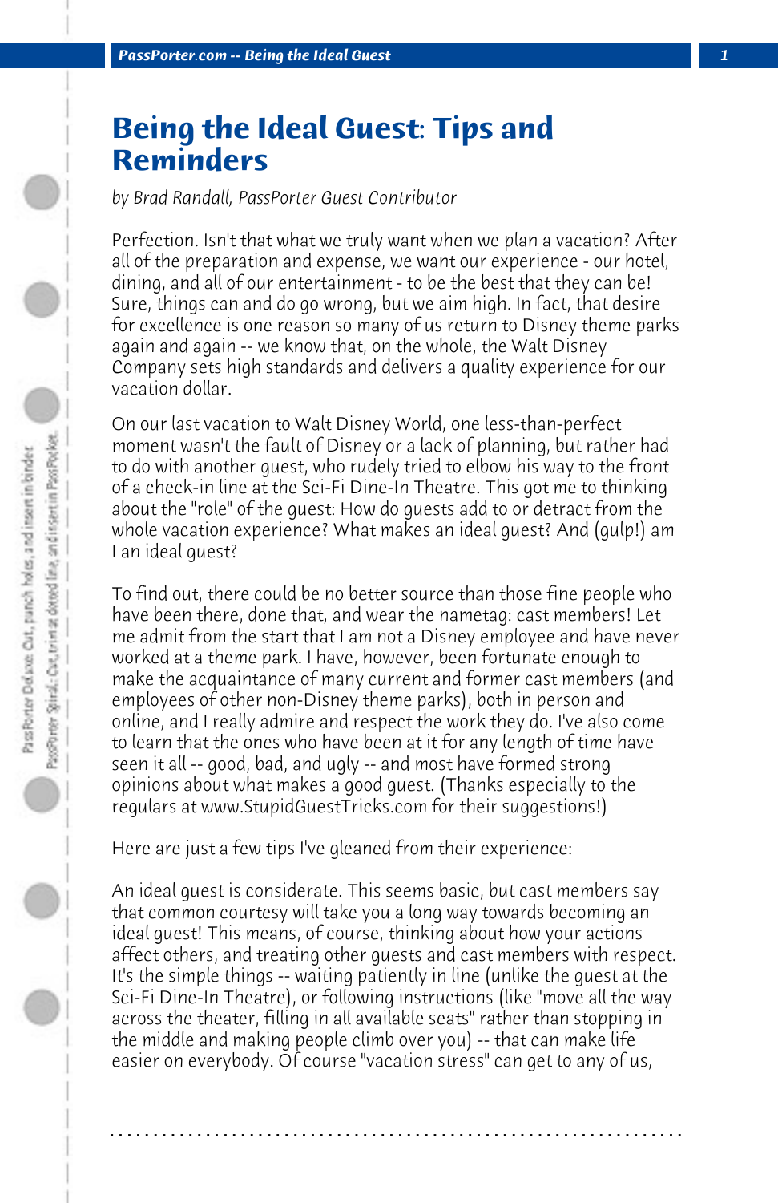# Being the Ideal Guest: Tips and Reminders

*by Brad Randall, PassPorter Guest Contributor*

Perfection. Isn't that what we truly want when we plan a vacation? After all of the preparation and expense, we want our experience - our hotel, dining, and all of our entertainment - to be the best that they can be! Sure, things can and do go wrong, but we aim high. In fact, that desire for excellence is one reason so many of us return to Disney theme parks again and again -- we know that, on the whole, the Walt Disney Company sets high standards and delivers a quality experience for our vacation dollar.

On our last vacation to Walt Disney World, one less-than-perfect moment wasn't the fault of Disney or a lack of planning, but rather had to do with another guest, who rudely tried to elbow his way to the front of a check-in line at the Sci-Fi Dine-In Theatre. This got me to thinking about the "role" of the guest: How do guests add to or detract from the whole vacation experience? What makes an ideal guest? And (gulp!) am I an ideal guest?

To find out, there could be no better source than those fine people who have been there, done that, and wear the nametag: cast members! Let me admit from the start that I am not a Disney employee and have never worked at a theme park. I have, however, been fortunate enough to make the acquaintance of many current and former cast members (and employees of other non-Disney theme parks), both in person and online, and I really admire and respect the work they do. I've also come to learn that the ones who have been at it for any length of time have seen it all -- good, bad, and ugly -- and most have formed strong opinions about what makes a good guest. (Thanks especially to the regulars at www.StupidGuestTricks.com for their suggestions!)

Here are just a few tips I've gleaned from their experience:

An ideal guest is considerate. This seems basic, but cast members say that common courtesy will take you a long way towards becoming an ideal guest! This means, of course, thinking about how your actions affect others, and treating other guests and cast members with respect. It's the simple things -- waiting patiently in line (unlike the guest at the Sci-Fi Dine-In Theatre), or following instructions (like "move all the way across the theater, filling in all available seats" rather than stopping in the middle and making people climb over you) -- that can make life easier on everybody. Of course "vacation stress" can get to any of us,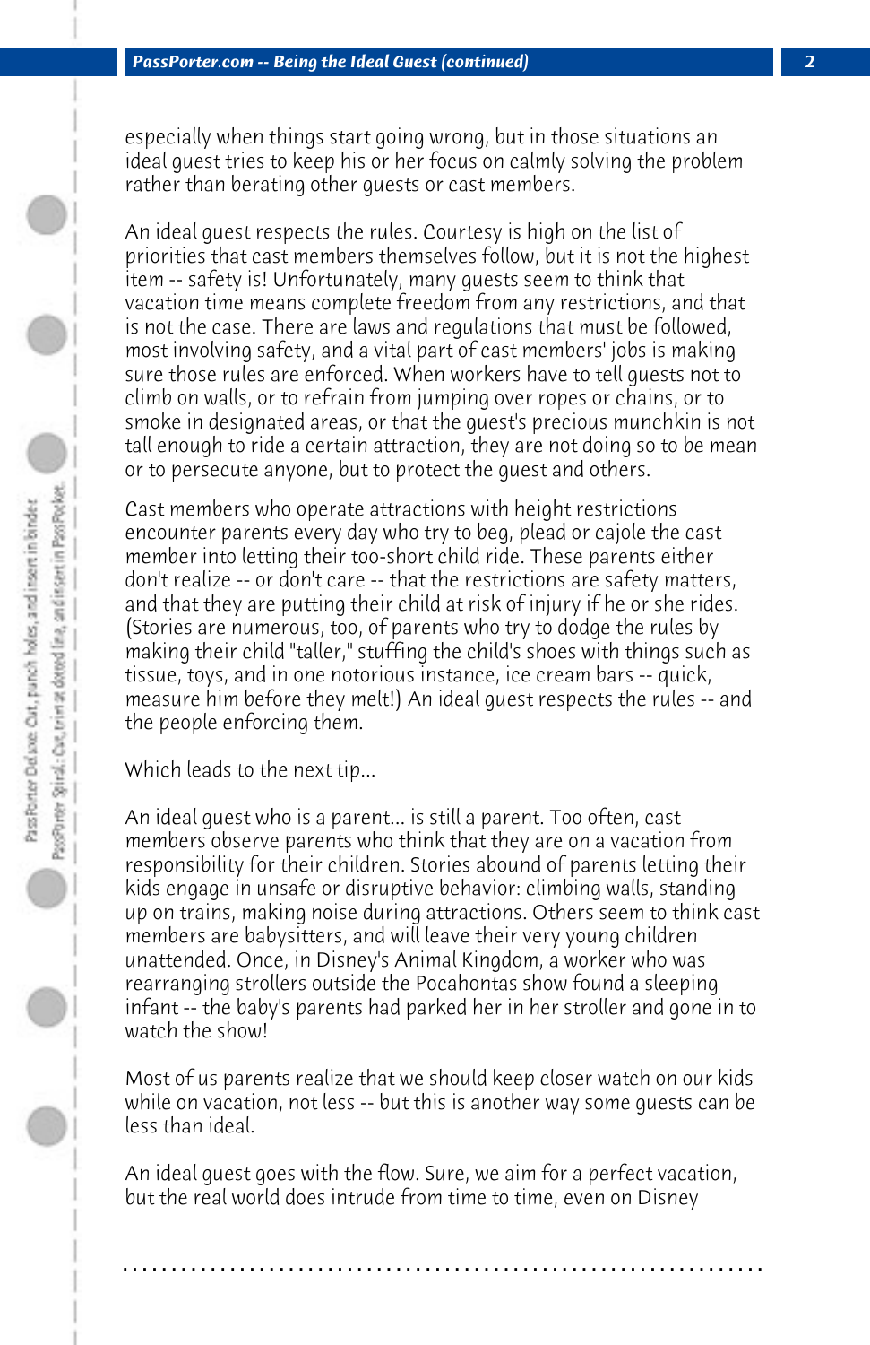especially when things start going wrong, but in those situations an ideal guest tries to keep his or her focus on calmly solving the problem rather than berating other guests or cast members.

An ideal guest respects the rules. Courtesy is high on the list of priorities that cast members themselves follow, but it is not the highest item -- safety is! Unfortunately, many guests seem to think that vacation time means complete freedom from any restrictions, and that is not the case. There are laws and regulations that must be followed, most involving safety, and a vital part of cast members' jobs is making sure those rules are enforced. When workers have to tell guests not to climb on walls, or to refrain from jumping over ropes or chains, or to smoke in designated areas, or that the guest's precious munchkin is not tall enough to ride a certain attraction, they are not doing so to be mean or to persecute anyone, but to protect the guest and others.

Cast members who operate attractions with height restrictions encounter parents every day who try to beg, plead or cajole the cast member into letting their too-short child ride. These parents either don't realize -- or don't care -- that the restrictions are safety matters, and that they are putting their child at risk of injury if he or she rides. (Stories are numerous, too, of parents who try to dodge the rules by making their child "taller," stuffing the child's shoes with things such as tissue, toys, and in one notorious instance, ice cream bars -- quick, measure him before they melt!) An ideal guest respects the rules -- and the people enforcing them.

Which leads to the next tip...

An ideal guest who is a parent... is still a parent. Too often, cast members observe parents who think that they are on a vacation from responsibility for their children. Stories abound of parents letting their kids engage in unsafe or disruptive behavior: climbing walls, standing up on trains, making noise during attractions. Others seem to think cast members are babysitters, and will leave their very young children unattended. Once, in Disney's Animal Kingdom, a worker who was rearranging strollers outside the Pocahontas show found a sleeping infant -- the baby's parents had parked her in her stroller and gone in to watch the show!

Most of us parents realize that we should keep closer watch on our kids while on vacation, not less -- but this is another way some guests can be less than ideal.

An ideal guest goes with the flow. Sure, we aim for a perfect vacation, but the real world does intrude from time to time, even on Disney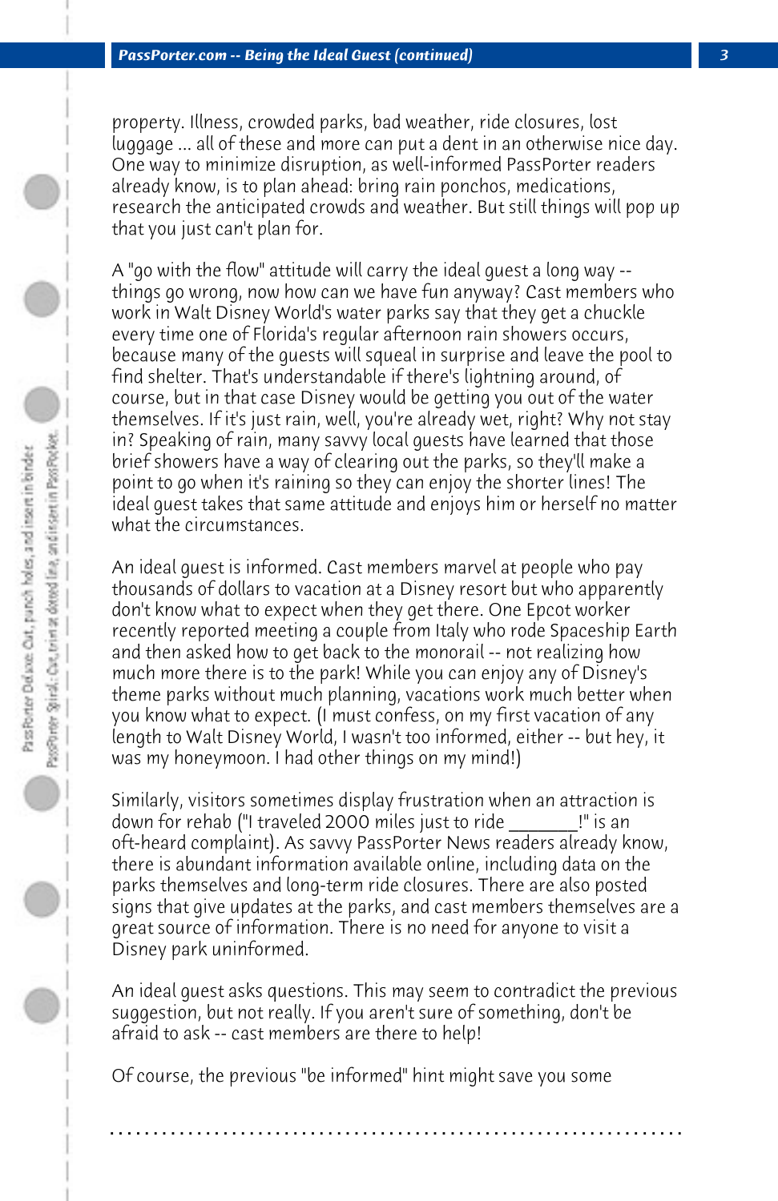property. Illness, crowded parks, bad weather, ride closures, lost luggage ... all of these and more can put a dent in an otherwise nice day. One way to minimize disruption, as well-informed PassPorter readers already know, is to plan ahead: bring rain ponchos, medications, research the anticipated crowds and weather. But still things will pop up that you just can't plan for.

A "go with the flow" attitude will carry the ideal guest a long way -- things go wrong, now how can we have fun anyway? Cast members who work in Walt Disney World's water parks say that they get a chuckle every time one of Florida's regular afternoon rain showers occurs, because many of the guests will squeal in surprise and leave the pool to find shelter. That's understandable if there's lightning around, of course, but in that case Disney would be getting you out of the water themselves. If it's just rain, well, you're already wet, right? Why not stay in? Speaking of rain, many savvy local guests have learned that those brief showers have a way of clearing out the parks, so they'll make a point to go when it's raining so they can enjoy the shorter lines! The ideal guest takes that same attitude and enjoys him or herself no matter what the circumstances.

An ideal guest is informed. Cast members marvel at people who pay thousands of dollars to vacation at a Disney resort but who apparently don't know what to expect when they get there. One Epcot worker recently reported meeting a couple from Italy who rode Spaceship Earth and then asked how to get back to the monorail -- not realizing how much more there is to the park! While you can enjoy any of Disney's theme parks without much planning, vacations work much better when you know what to expect. (I must confess, on my first vacation of any length to Walt Disney World, I wasn't too informed, either -- but hey, it was my honeymoon. I had other things on my mind!)

Similarly, visitors sometimes display frustration when an attraction is down for rehab ("I traveled 2000 miles just to ride _______!" is an oft-heard complaint). As savvy PassPorter News readers already know, there is abundant information available online, including data on the parks themselves and long-term ride closures. There are also posted signs that give updates at the parks, and cast members themselves are a great source of information. There is no need for anyone to visit a Disney park uninformed.

An ideal guest asks questions. This may seem to contradict the previous suggestion, but not really. If you aren't sure of something, don't be afraid to ask -- cast members are there to help!

Of course, the previous "be informed" hint might save you some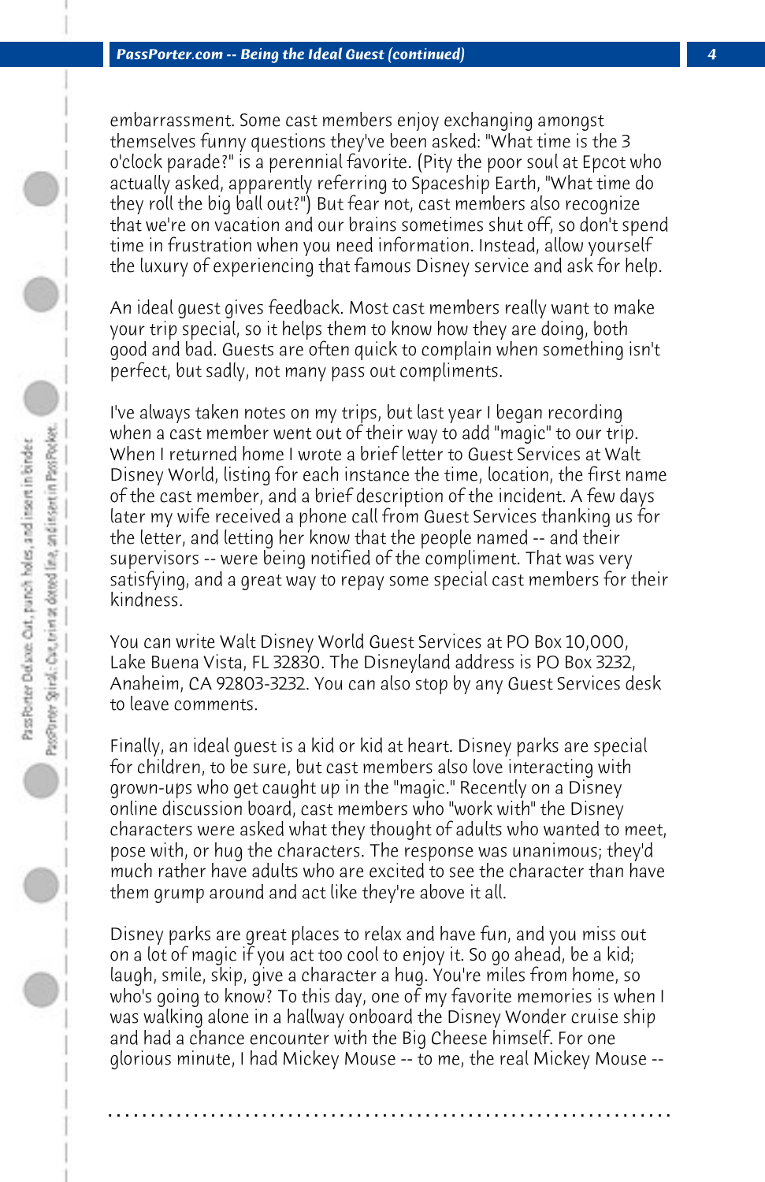embarrassment. Some cast members enjoy exchanging amongst themselves funny questions they've been asked: "What time is the 3 o'clock parade?" is a perennial favorite. (Pity the poor soul at Epcot who actually asked, apparently referring to Spaceship Earth, "What time do they roll the big ball out?") But fear not, cast members also recognize that we're on vacation and our brains sometimes shut off, so don't spend time in frustration when you need information. Instead, allow yourself the luxury of experiencing that famous Disney service and ask for help.

An ideal guest gives feedback. Most cast members really want to make your trip special, so it helps them to know how they are doing, both good and bad. Guests are often quick to complain when something isn't perfect, but sadly, not many pass out compliments.

I've always taken notes on my trips, but last year I began recording when a cast member went out of their way to add "magic" to our trip. When I returned home I wrote a brief letter to Guest Services at Walt Disney World, listing for each instance the time, location, the first name of the cast member, and a brief description of the incident. A few days later my wife received a phone call from Guest Services thanking us for the letter, and letting her know that the people named -- and their supervisors -- were being notified of the compliment. That was very satisfying, and a great way to repay some special cast members for their kindness.

You can write Walt Disney World Guest Services at PO Box 10,000, Lake Buena Vista, FL 32830. The Disneyland address is PO Box 3232, Anaheim, CA 92803-3232. You can also stop by any Guest Services desk to leave comments.

Finally, an ideal guest is a kid or kid at heart. Disney parks are special for children, to be sure, but cast members also love interacting with grown-ups who get caught up in the "magic." Recently on a Disney online discussion board, cast members who "work with" the Disney characters were asked what they thought of adults who wanted to meet, pose with, or hug the characters. The response was unanimous; they'd much rather have adults who are excited to see the character than have them grump around and act like they're above it all.

Disney parks are great places to relax and have fun, and you miss out on a lot of magic if you act too cool to enjoy it. So go ahead, be a kid; laugh, smile, skip, give a character a hug. You're miles from home, so who's going to know? To this day, one of my favorite memories is when I was walking alone in a hallway onboard the Disney Wonder cruise ship and had a chance encounter with the Big Cheese himself. For one glorious minute, I had Mickey Mouse -- to me, the real Mickey Mouse --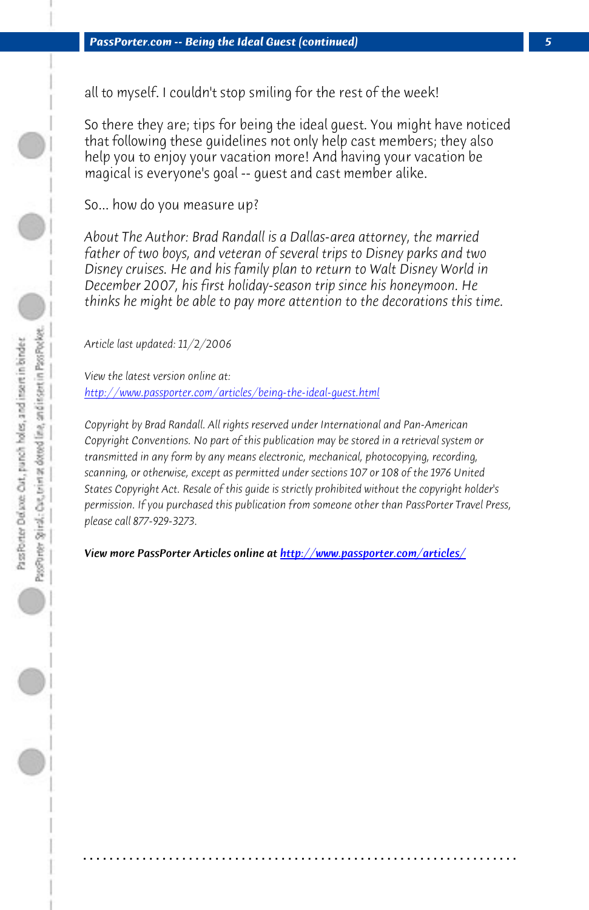all to myself. I couldn't stop smiling for the rest of the week!

So there they are; tips for being the ideal guest. You might have noticed that following these guidelines not only help cast members; they also help you to enjoy your vacation more! And having your vacation be magical is everyone's goal -- guest and cast member alike.

So... how do you measure up?

*About The Author: Brad Randall is a Dallas-area attorney, the married father of two boys, and veteran of several trips to Disney parks and two Disney cruises. He and his family plan to return to Walt Disney World in December 2007, his first holiday-season trip since his honeymoon. He thinks he might be able to pay more attention to the decorations this time.*

*Article last updated: 11/2/2006*

*View the latest version online at:*
*http://www.passporter.com/articles/being-the-ideal-guest.html*

*Copyright by Brad Randall. All rights reserved under International and Pan-American Copyright Conventions. No part of this publication may be stored in a retrieval system or transmitted in any form by any means electronic, mechanical, photocopying, recording, scanning, or otherwise, except as permitted under sections 107 or 108 of the 1976 United States Copyright Act. Resale of this guide is strictly prohibited without the copyright holder's permission. If you purchased this publication from someone other than PassPorter Travel Press, please call 877-929-3273.*

***View more PassPorter Articles online at http://www.passporter.com/articles/***